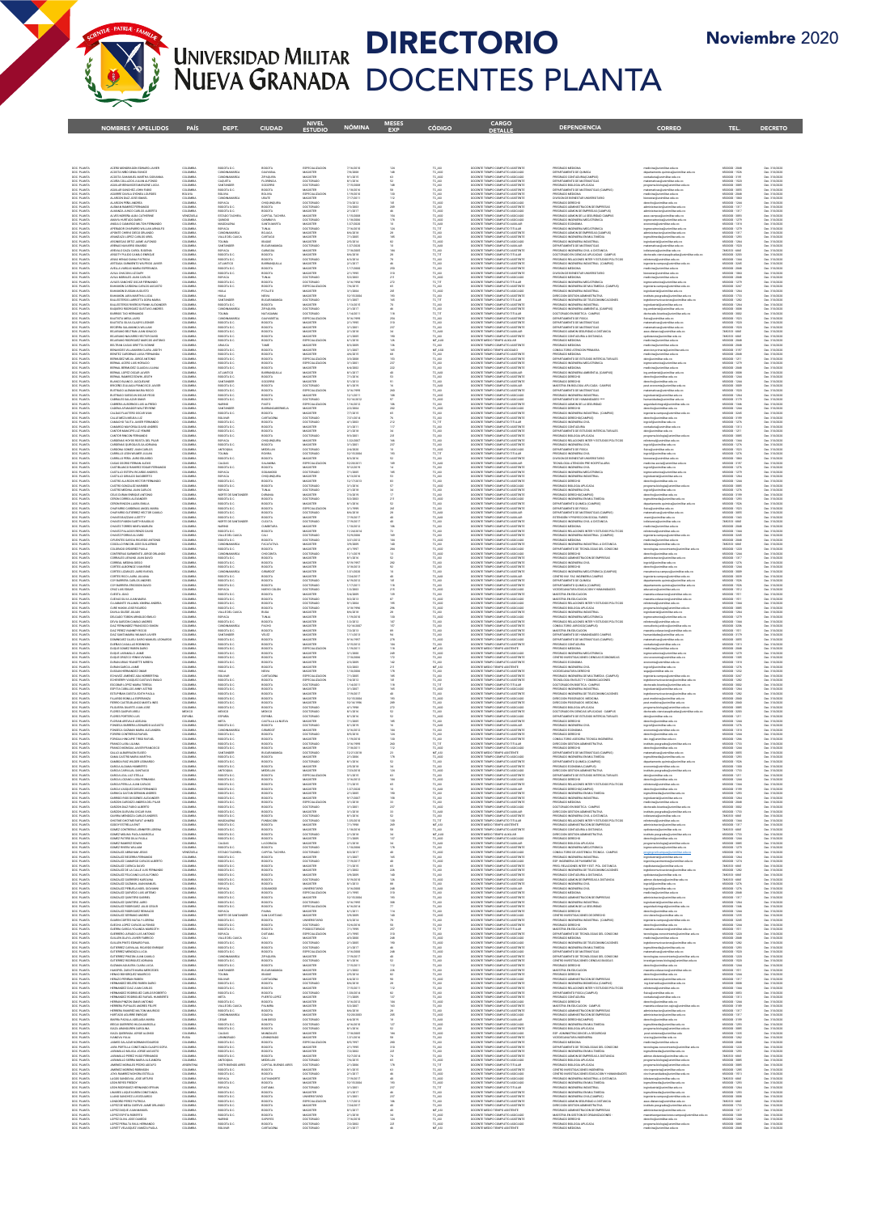# Universidad Militar Nueva Granada

# DIRECTORIO DOCENTES PLANTA

Noviembre 2020

| NOMBRES Y APELLIDOS | PAÍS | DEPT. | CIUDAD | NIVEL ESTUDIO | NÓMINA | MESES EXP | CÓDIGO | CARGO DETALLE | DEPENDENCIA | CORREO | TEL. | DECRETO |
|---|---|---|---|---|---|---|---|---|---|---|---|---|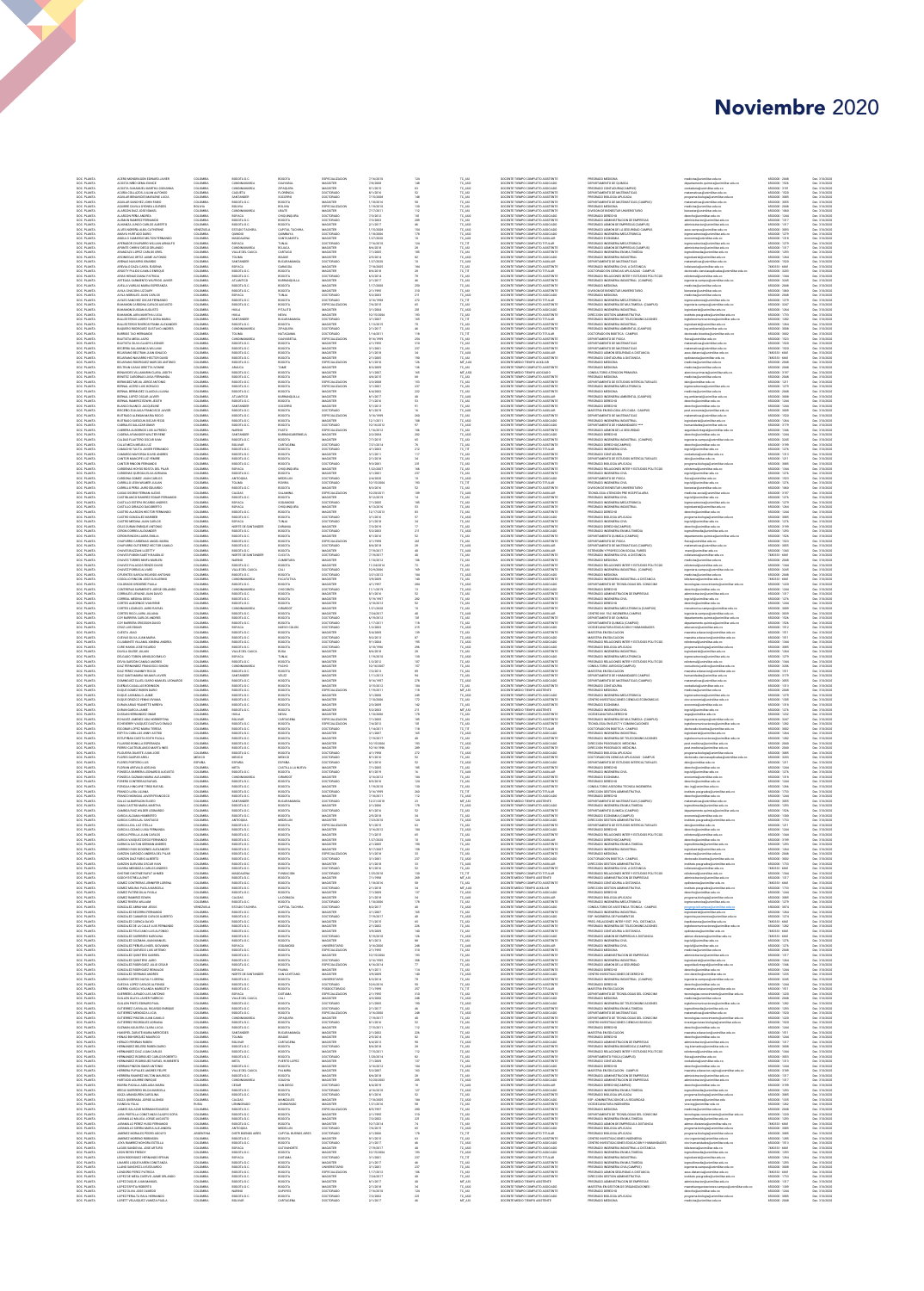# Noviembre 2020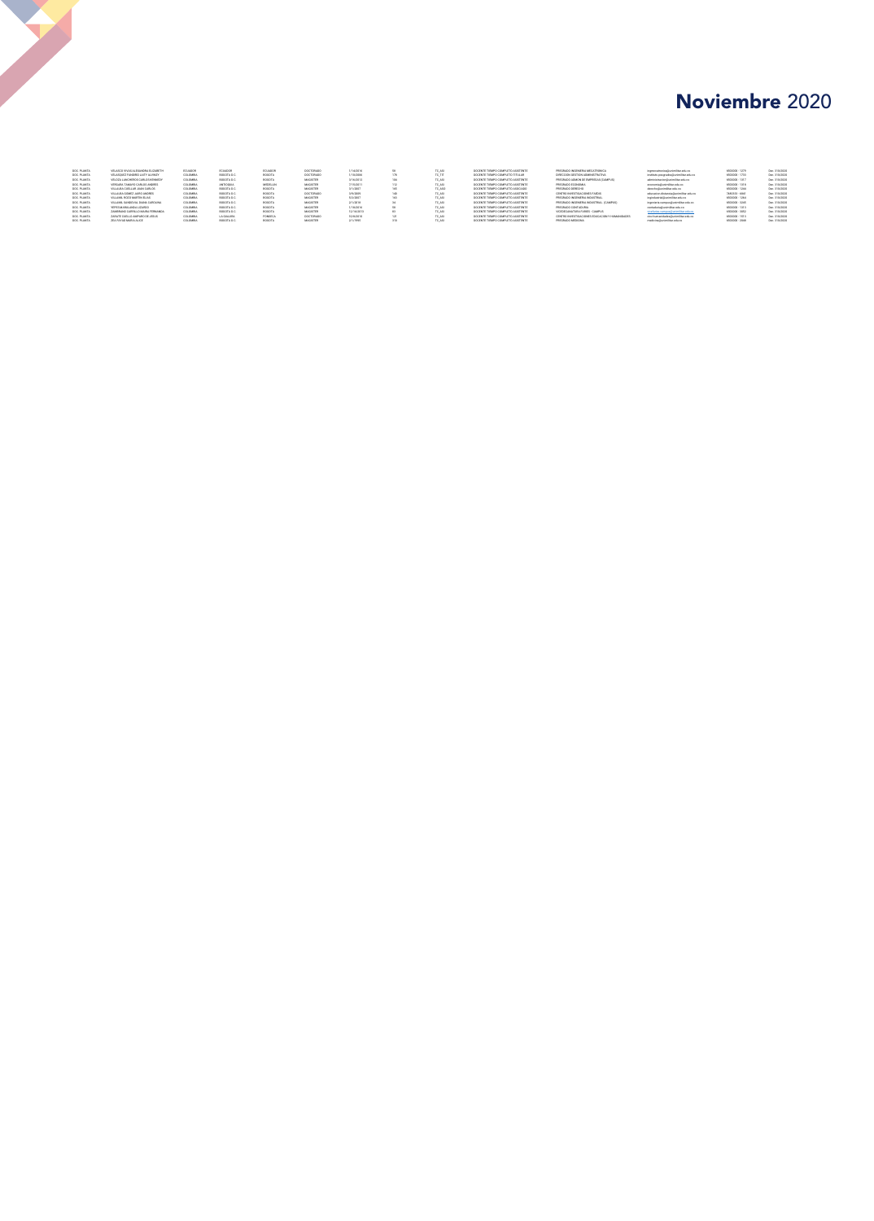# **Noviembre** 2020

| | | | | | | | | | | | | | |
|---|---|---|---|---|---|---|---|---|---|---|---|---|---|
| DOC. PLANTA | VELASCO VIVAS ALEXANDRA ELIZABETH | ECUADOR | ECUADOR | ECUADOR | DOCTORADO | 1/14/2016 | 58 | TC_AS | DOCENTE TIEMPO COMPLETO ASISTENTE | PREGRADO INGENIERIA MECATRONICA | ingmecatronica@unimilitar.edu.co | 6500000 - 1279 | Dec. 31/2020 |
| DOC. PLANTA | VELASQUEZ PIÑEROS LUZ ALVINEY | COLOMBIA | BOGOTA D.C. | BOGOTA | DOCTORADO | 1/16/2006 | 179 | TC_TIT | DOCENTE TIEMPO COMPLETO TITULAR | DIRECCION GESTION ADMINISTRATIVA | maestria.posgrados@unimilitar.edu.co | 6500000 - 1753 | Dec. 31/2020 |
| DOC. PLANTA | VELOZA LANCHEROS CARLOS ERNESTO | COLOMBIA | BOGOTA D.C. | BOGOTA | MAGISTER | 9/16/2013 | 86 | TC_AS | DOCENTE TIEMPO COMPLETO ASISTENTE | PREGRADO ADMON DE EMPRESAS (CAMPUS) | administracion@unimilitar.edu.co | 6500000 - 1317 | Dec. 31/2020 |
| DOC. PLANTA | VERGARA TAMAYO CARLOS ANDRES | COLOMBIA | ANTIOQUIA | MEDELLIN | MAGISTER | 7/15/2011 | 112 | TC_AS | DOCENTE TIEMPO COMPLETO ASISTENTE | PREGRADO ECONOMIA | economia@unimilitar.edu.co | 6500000 - 1319 | Dec. 31/2020 |
| DOC. PLANTA | VILLALBA CUELLAR JUAN CARLOS | COLOMBIA | BOGOTA D.C. | BOGOTA | MAGISTER | 8/1/2007 | 160 | TC_ASO | DOCENTE TIEMPO COMPLETO ASOCIADO | PREGRADO DERECHO | derecho@unimilitar.edu.co | 6500000 - 1266 | Dec. 31/2020 |
| DOC. PLANTA | VILLALBA GOMEZ JAIRO ANDRES | COLOMBIA | BOGOTA D.C. | BOGOTA | DOCTORADO | 8/8/2009 | 148 | TC_AS | DOCENTE TIEMPO COMPLETO ASISTENTE | CENTRO INVESTIGACIONES FAEDIS | educacion.distancia@unimilitar.edu.co | 7480333 - 6841 | Dec. 31/2020 |
| DOC. PLANTA | VILLAMIL RIOS MARTHA ELISA | COLOMBIA | BOGOTA D.C. | BOGOTA | MAGISTER | 5/2/2007 | 165 | TC_AS | DOCENTE TIEMPO COMPLETO ASISTENTE | PREGRADO INGENIERIA INDUSTRIAL | ingindustrial@unimilitar.edu.co | 6500000 - 1284 | Dec. 31/2020 |
| DOC. PLANTA | VILLAMIL SANDOVAL DIANA CAROLINA | COLOMBIA | BOGOTA D.C. | BOGOTA | MAGISTER | 2/1/2018 | 34 | TC_AS | DOCENTE TIEMPO COMPLETO ASISTENTE | PREGRADO INGENIERIA INDUSTRIAL - (CAMPUS) | ingenieria.campus@unimilitar.edu.co | 6500000 - 3245 | Dec. 31/2020 |
| DOC. PLANTA | YEPES MALAGON LOURDES | COLOMBIA | BOGOTA D.C. | BOGOTA | MAGISTER | 1/16/2018 | 58 | TC_AS | DOCENTE TIEMPO COMPLETO ASISTENTE | PREGRADO CONTADURIA | contaduria@unimilitar.edu.co | 6500000 - 1313 | Dec. 31/2020 |
| DOC. PLANTA | ZAMBRANO CARVAJAL MAIRA FERNANDA | COLOMBIA | BOGOTA D.C. | BOGOTA | MAGISTER | 12/18/2013 | 83 | TC_AS | DOCENTE TIEMPO COMPLETO ASISTENTE | VICERRECTORIA - CAMPUS | vicerrectoria.campus@unimilitar.edu.co | 6500000 - 3052 | Dec. 31/2020 |
| DOC. PLANTA | ZARATE CUELLO AMPARO DE JESUS | COLOMBIA | LA GUAJIRA | FONSECA | DOCTORADO | 10/4/2016 | 51 | TC_AS | DOCENTE TIEMPO COMPLETO ASISTENTE | CENTRO INVESTIGACIONES EDUCACION Y HUMANIDADES | invfaceducacion@unimilitar.edu.co | 6500000 - 1615 | Dec. 31/2020 |
| DOC. PLANTA | ZEA RIVAS MARIA ALICE | COLOMBIA | BOGOTA D.C. | BOGOTA | MAGISTER | 2/1/1993 | 318 | TC_AS | DOCENTE TIEMPO COMPLETO ASISTENTE | PREGRADO MEDICINA | medicina@unimilitar.edu.co | 6500000 - 2068 | Dec. 31/2020 |